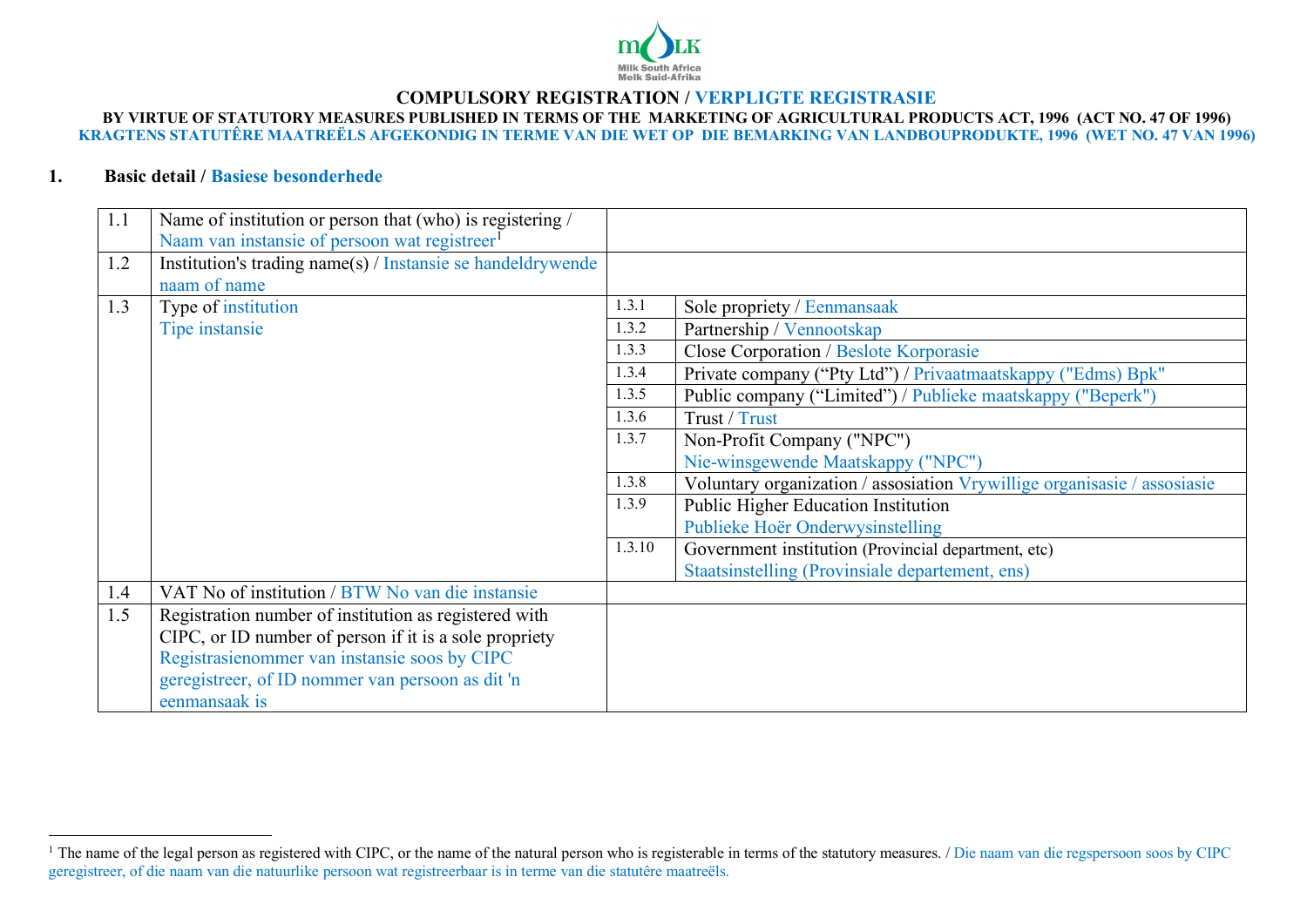Milk South Africa
Melk Suid-Afrika

# COMPULSORY REGISTRATION / VERPLIGTE REGISTRASIE

**BY VIRTUE OF STATUTORY MEASURES PUBLISHED IN TERMS OF THE MARKETING OF AGRICULTURAL PRODUCTS ACT, 1996 (ACT NO. 47 OF 1996)**
**KRAGTENS STATUTÊRE MAATREËLS AFGEKONDIG IN TERME VAN DIE WET OP DIE BEMARKING VAN LANDBOUPRODUKTE, 1996 (WET NO. 47 VAN 1996)**

## 1. Basic detail / Basiese besonderhede

| | | | |
|---|---|---|---|
| 1.1 | Name of institution or person that (who) is registering / Naam van instansie of persoon wat registreer[1] | | |
| 1.2 | Institution's trading name(s) / Instansie se handeldrywende naam of name | | |
| 1.3 | Type of institution Tipe instansie | 1.3.1 | Sole propriety / Eenmansaak |
| | | 1.3.2 | Partnership / Vennootskap |
| | | 1.3.3 | Close Corporation / Beslote Korporasie |
| | | 1.3.4 | Private company ("Pty Ltd") / Privaatmaatskappy ("Edms) Bpk" |
| | | 1.3.5 | Public company ("Limited") / Publieke maatskappy ("Beperk") |
| | | 1.3.6 | Trust / Trust |
| | | 1.3.7 | Non-Profit Company ("NPC") Nie-winsgewende Maatskappy ("NPC") |
| | | 1.3.8 | Voluntary organization / assosiation Vrywillige organisasie / assosiasie |
| | | 1.3.9 | Public Higher Education Institution Publieke Hoër Onderwysinstelling |
| | | 1.3.10 | Government institution (Provincial department, etc) Staatsinstelling (Provinsiale departement, ens) |
| 1.4 | VAT No of institution / BTW No van die instansie | | |
| 1.5 | Registration number of institution as registered with CIPC, or ID number of person if it is a sole propriety Registrasienommer van instansie soos by CIPC geregistreer, of ID nommer van persoon as dit 'n eenmansaak is | | |

[1] The name of the legal person as registered with CIPC, or the name of the natural person who is registerable in terms of the statutory measures. / Die naam van die regspersoon soos by CIPC geregistreer, of die naam van die natuurlike persoon wat registreerbaar is in terme van die statutêre maatreëls.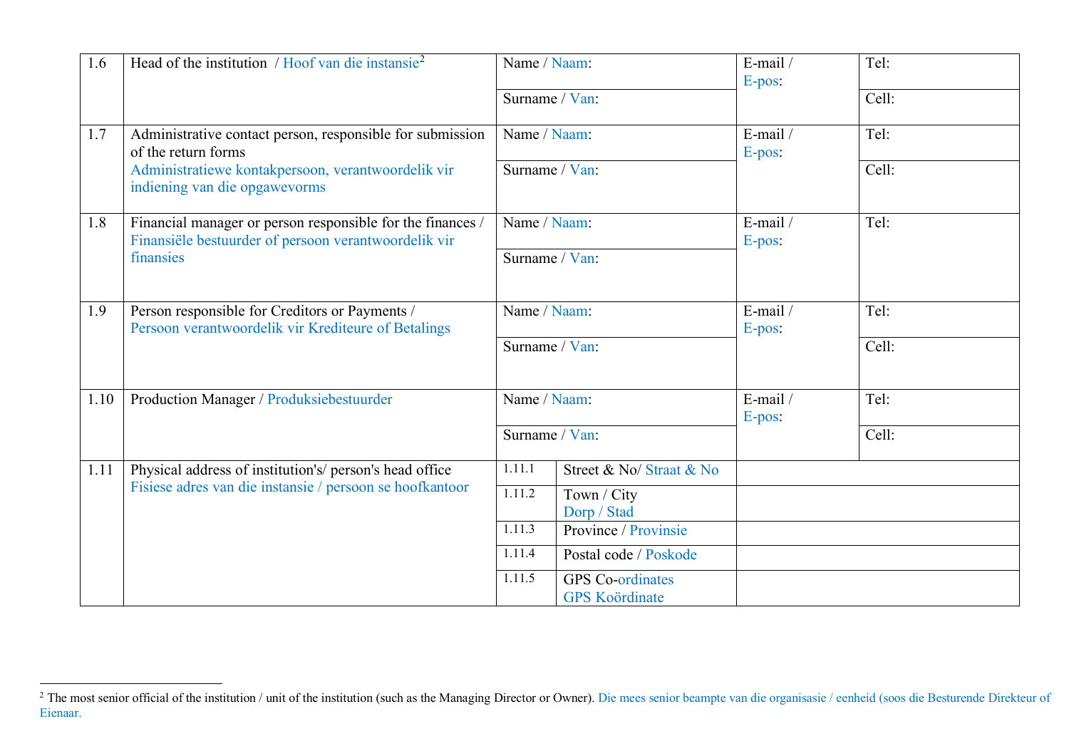| | | | | |
|---|---|---|---|---|
| 1.6 | Head of the institution / Hoof van die instansie[2] | Name / Naam: | E-mail / E-pos: | Tel: |
| | | Surname / Van: | | Cell: |
| 1.7 | Administrative contact person, responsible for submission of the return forms<br>Administratiewe kontakpersoon, verantwoordelik vir indiening van die opgawevorms | Name / Naam: | E-mail / E-pos: | Tel: |
| | | Surname / Van: | | Cell: |
| 1.8 | Financial manager or person responsible for the finances / Finansiële bestuurder of persoon verantwoordelik vir finansies | Name / Naam: | E-mail / E-pos: | Tel: |
| | | Surname / Van: | | |
| 1.9 | Person responsible for Creditors or Payments / Persoon verantwoordelik vir Krediteure of Betalings | Name / Naam: | E-mail / E-pos: | Tel: |
| | | Surname / Van: | | Cell: |
| 1.10 | Production Manager / Produksiebestuurder | Name / Naam: | E-mail / E-pos: | Tel: |
| | | Surname / Van: | | Cell: |
| 1.11 | Physical address of institution's/ person's head office<br>Fisiese adres van die instansie / persoon se hoofkantoor | 1.11.1 Street & No/ Straat & No | | |
| | | 1.11.2 Town / City<br>Dorp / Stad | | |
| | | 1.11.3 Province / Provinsie | | |
| | | 1.11.4 Postal code / Poskode | | |
| | | 1.11.5 GPS Co-ordinates<br>GPS Koördinate | | |

[2] The most senior official of the institution / unit of the institution (such as the Managing Director or Owner). Die mees senior beampte van die organisasie / eenheid (soos die Besturende Direkteur of Eienaar.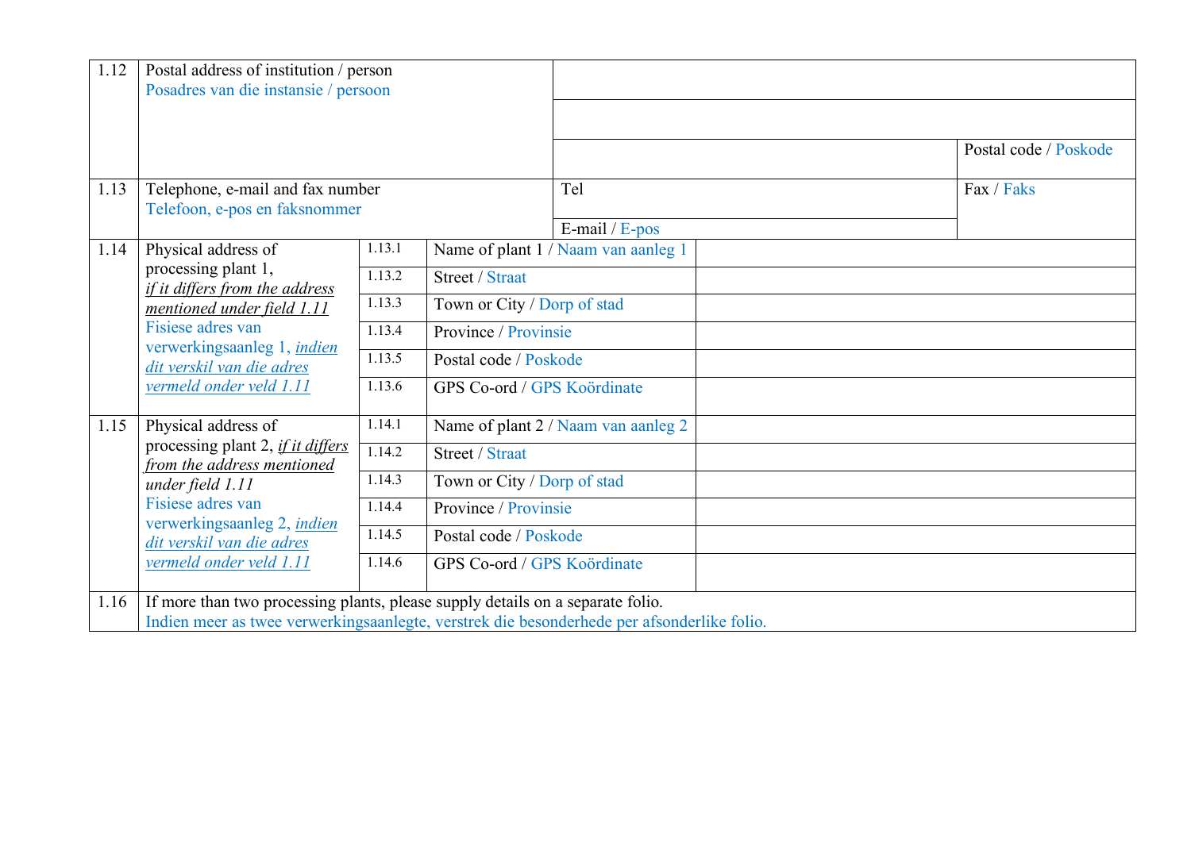| | | | | |
|---|---|---|---|---|
| 1.12 | Postal address of institution / person<br>Posadres van die instansie / persoon | | | |
| | | | | |
| | | | | Postal code / Poskode |
| 1.13 | Telephone, e-mail and fax number<br>Telefoon, e-pos en faksnommer | | Tel<br>E-mail / E-pos | Fax / Faks |
| 1.14 | Physical address of processing plant 1, *if it differs from the address mentioned under field 1.11*<br>Fisiese adres van verwerkingsaanleg 1, *indien dit verskil van die adres vermeld onder veld 1.11* | 1.13.1 | Name of plant 1 / Naam van aanleg 1 | |
| | | 1.13.2 | Street / Straat | |
| | | 1.13.3 | Town or City / Dorp of stad | |
| | | 1.13.4 | Province / Provinsie | |
| | | 1.13.5 | Postal code / Poskode | |
| | | 1.13.6 | GPS Co-ord / GPS Koördinate | |
| 1.15 | Physical address of processing plant 2, *if it differs from the address mentioned under field 1.11*<br>Fisiese adres van verwerkingsaanleg 2, *indien dit verskil van die adres vermeld onder veld 1.11* | 1.14.1 | Name of plant 2 / Naam van aanleg 2 | |
| | | 1.14.2 | Street / Straat | |
| | | 1.14.3 | Town or City / Dorp of stad | |
| | | 1.14.4 | Province / Provinsie | |
| | | 1.14.5 | Postal code / Poskode | |
| | | 1.14.6 | GPS Co-ord / GPS Koördinate | |
| 1.16 | If more than two processing plants, please supply details on a separate folio.<br>Indien meer as twee verwerkingsaanlegte, verstrek die besonderhede per afsonderlike folio. | | | |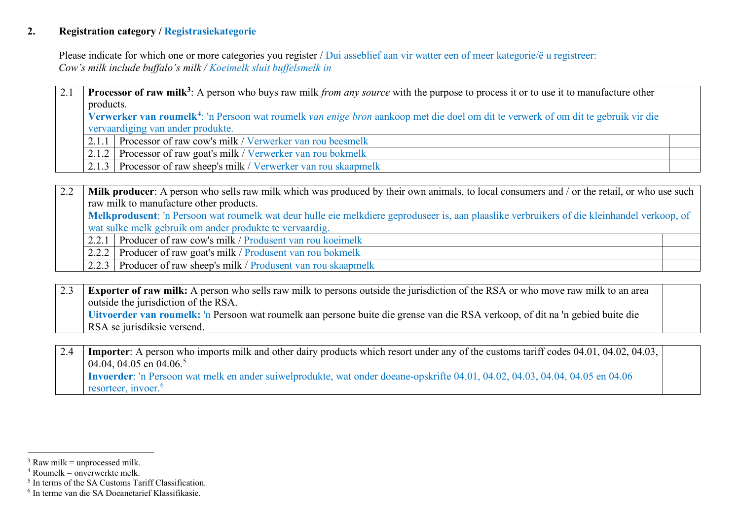## 2. Registration category / Registrasiekategorie

Please indicate for which one or more categories you register / Dui asseblief aan vir watter een of meer kategorie/ë u registreer:
*Cow's milk include buffalo's milk / Koeimelk sluit buffelsmelk in*

| | | | |
|---|---|---|---|
| 2.1 | **Processor of raw milk**[3]: A person who buys raw milk *from any source* with the purpose to process it or to use it to manufacture other products.<br>**Verwerker van roumelk**[4]: 'n Persoon wat roumelk *van enige bron* aankoop met die doel om dit te verwerk of om dit te gebruik vir die vervaardiging van ander produkte. | | |
| | 2.1.1 | Processor of raw cow's milk / Verwerker van rou beesmelk | |
| | 2.1.2 | Processor of raw goat's milk / Verwerker van rou bokmelk | |
| | 2.1.3 | Processor of raw sheep's milk / Verwerker van rou skaapmelk | |

| | | | |
|---|---|---|---|
| 2.2 | **Milk producer**: A person who sells raw milk which was produced by their own animals, to local consumers and / or the retail, or who use such raw milk to manufacture other products.<br>**Melkprodusent**: 'n Persoon wat roumelk wat deur hulle eie melkdiere geproduseer is, aan plaaslike verbruikers of die kleinhandel verkoop, of wat sulke melk gebruik om ander produkte te vervaardig. | | |
| | 2.2.1 | Producer of raw cow's milk / Produsent van rou koeimelk | |
| | 2.2.2 | Producer of raw goat's milk / Produsent van rou bokmelk | |
| | 2.2.3 | Producer of raw sheep's milk / Produsent van rou skaapmelk | |

| | | |
|---|---|---|
| 2.3 | **Exporter of raw milk:** A person who sells raw milk to persons outside the jurisdiction of the RSA or who move raw milk to an area outside the jurisdiction of the RSA.<br>**Uitvoerder van roumelk:** 'n Persoon wat roumelk aan persone buite die grense van die RSA verkoop, of dit na 'n gebied buite die RSA se jurisdiksie versend. | |

| | | |
|---|---|---|
| 2.4 | **Importer**: A person who imports milk and other dairy products which resort under any of the customs tariff codes 04.01, 04.02, 04.03, 04.04, 04.05 en 04.06.[5]<br>**Invoerder**: 'n Persoon wat melk en ander suiwelprodukte, wat onder doeane-opskrifte 04.01, 04.02, 04.03, 04.04, 04.05 en 04.06 resorteer, invoer.[6] | |

---

[3] Raw milk = unprocessed milk.
[4] Roumelk = onverwerkte melk.
[5] In terms of the SA Customs Tariff Classification.
[6] In terme van die SA Doeanetarief Klassifikasie.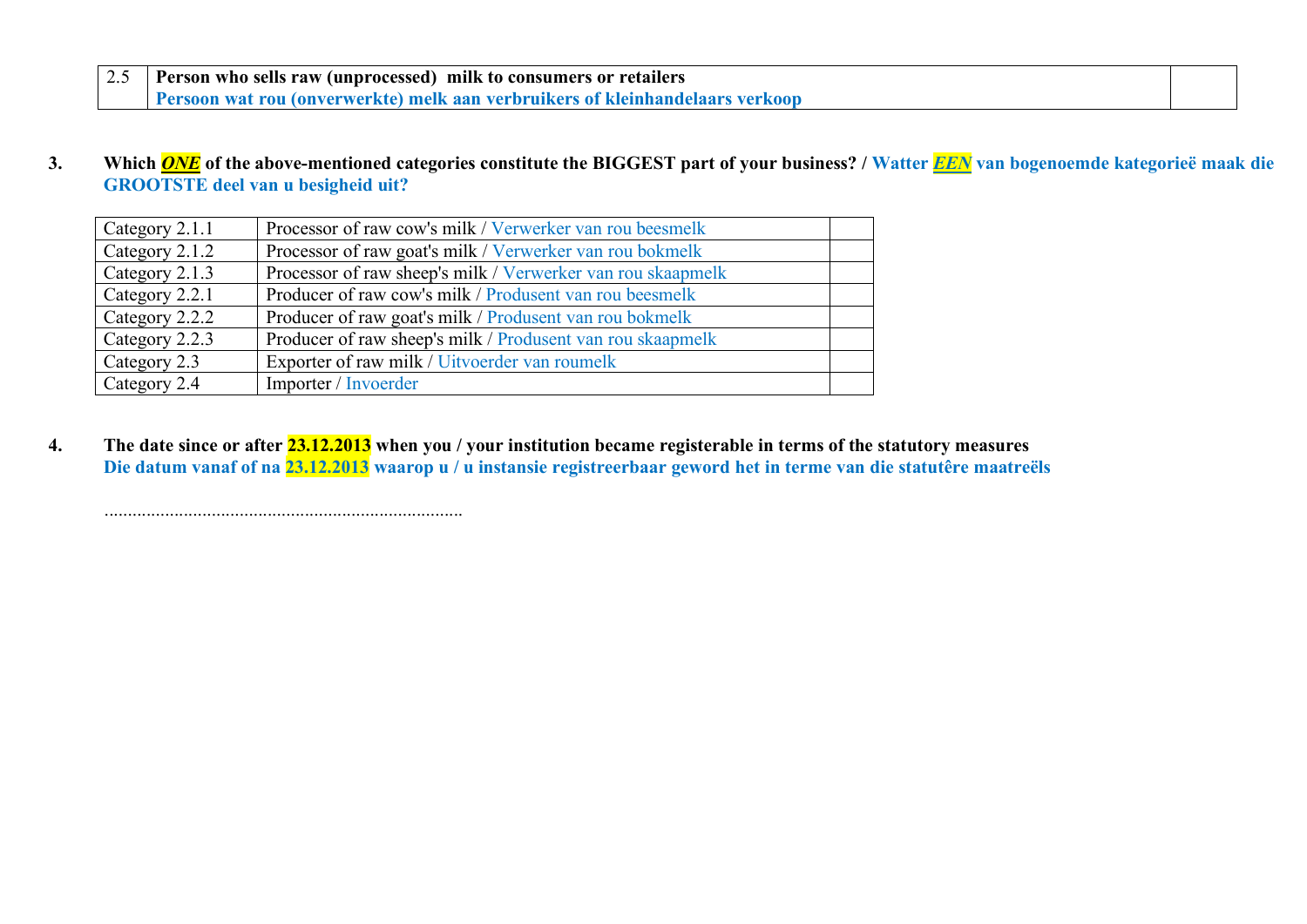| | | |
|---|---|---|
| 2.5 | **Person who sells raw (unprocessed) milk to consumers or retailers**<br>**Persoon wat rou (onverwerkte) melk aan verbruikers of kleinhandelaars verkoop** | |

**3.** **Which *ONE* of the above-mentioned categories constitute the BIGGEST part of your business? / Watter *EEN* van bogenoemde kategorieë maak die GROOTSTE deel van u besigheid uit?**

| | | |
|---|---|---|
| Category 2.1.1 | Processor of raw cow's milk / Verwerker van rou beesmelk | |
| Category 2.1.2 | Processor of raw goat's milk / Verwerker van rou bokmelk | |
| Category 2.1.3 | Processor of raw sheep's milk / Verwerker van rou skaapmelk | |
| Category 2.2.1 | Producer of raw cow's milk / Produsent van rou beesmelk | |
| Category 2.2.2 | Producer of raw goat's milk / Produsent van rou bokmelk | |
| Category 2.2.3 | Producer of raw sheep's milk / Produsent van rou skaapmelk | |
| Category 2.3 | Exporter of raw milk / Uitvoerder van roumelk | |
| Category 2.4 | Importer / Invoerder | |

**4.** **The date since or after 23.12.2013 when you / your institution became registerable in terms of the statutory measures**
**Die datum vanaf of na 23.12.2013 waarop u / u instansie registreerbaar geword het in terme van die statutêre maatreëls**

............................................................................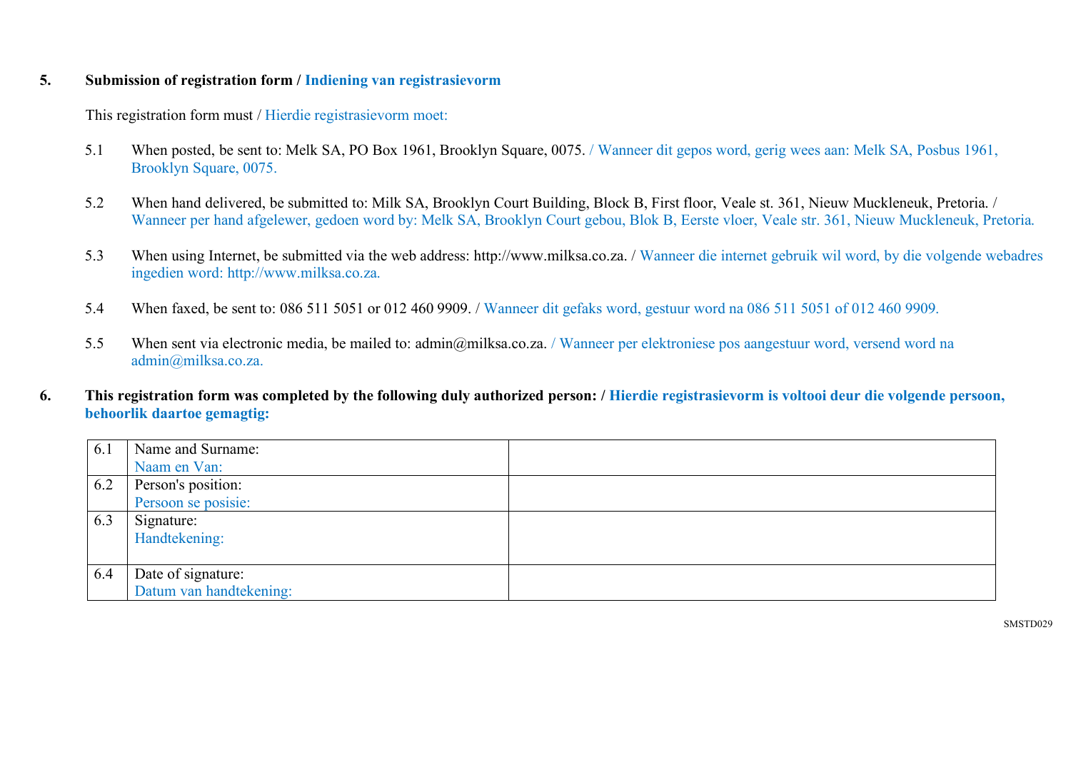**5. Submission of registration form / Indiening van registrasievorm**

This registration form must / Hierdie registrasievorm moet:

5.1 When posted, be sent to: Melk SA, PO Box 1961, Brooklyn Square, 0075. / Wanneer dit gepos word, gerig wees aan: Melk SA, Posbus 1961, Brooklyn Square, 0075.

5.2 When hand delivered, be submitted to: Milk SA, Brooklyn Court Building, Block B, First floor, Veale st. 361, Nieuw Muckleneuk, Pretoria. / Wanneer per hand afgelewer, gedoen word by: Melk SA, Brooklyn Court gebou, Blok B, Eerste vloer, Veale str. 361, Nieuw Muckleneuk, Pretoria.

5.3 When using Internet, be submitted via the web address: http://www.milksa.co.za. / Wanneer die internet gebruik wil word, by die volgende webadres ingedien word: http://www.milksa.co.za.

5.4 When faxed, be sent to: 086 511 5051 or 012 460 9909. / Wanneer dit gefaks word, gestuur word na 086 511 5051 of 012 460 9909.

5.5 When sent via electronic media, be mailed to: admin@milksa.co.za. / Wanneer per elektroniese pos aangestuur word, versend word na admin@milksa.co.za.

**6. This registration form was completed by the following duly authorized person: / Hierdie registrasievorm is voltooi deur die volgende persoon, behoorlik daartoe gemagtig:**

| | | |
|---|---|---|
| 6.1 | Name and Surname:<br>Naam en Van: | |
| 6.2 | Person's position:<br>Persoon se posisie: | |
| 6.3 | Signature:<br>Handtekening: | |
| 6.4 | Date of signature:<br>Datum van handtekening: | |

SMSTD029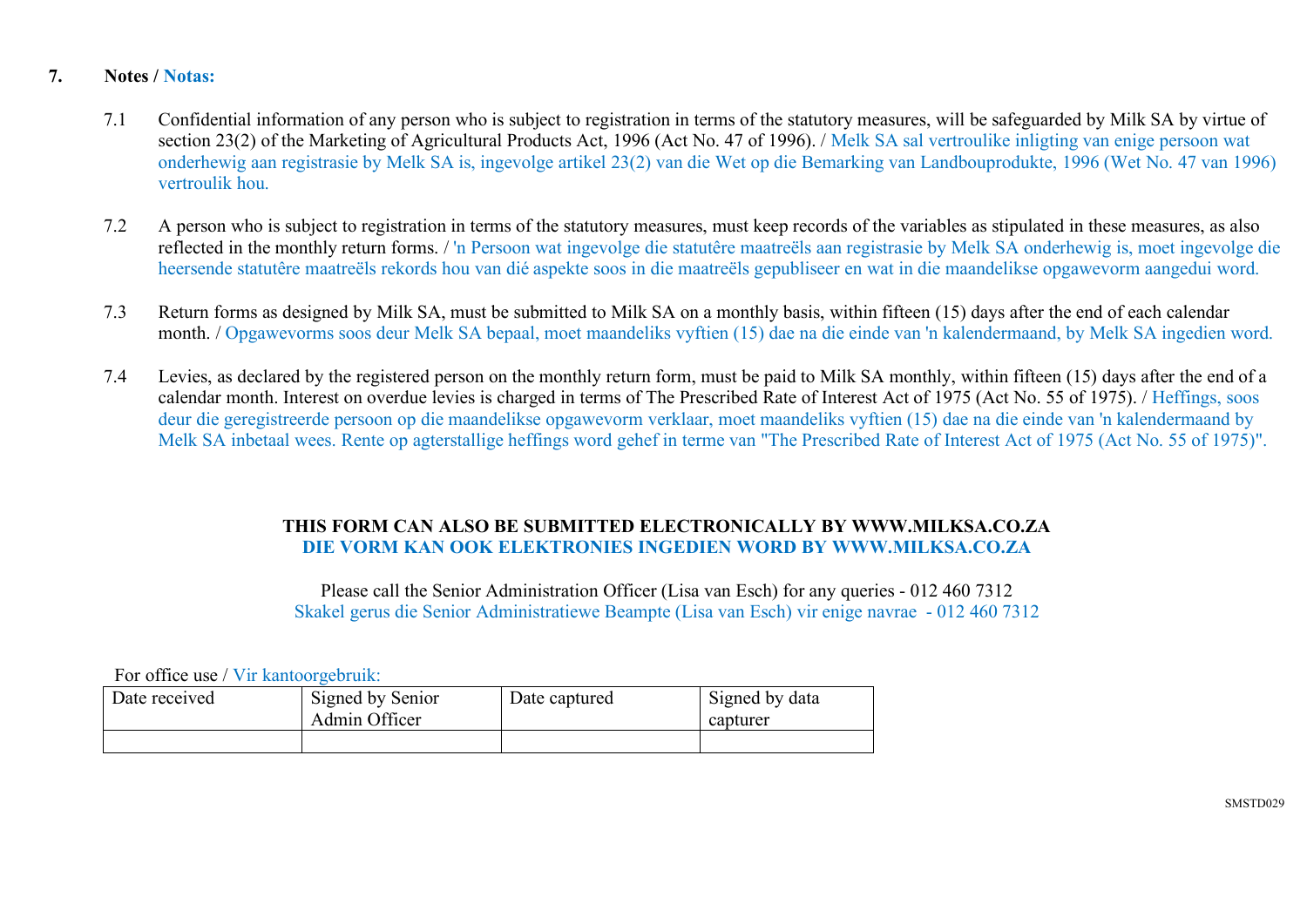## 7. Notes / Notas:

7.1 Confidential information of any person who is subject to registration in terms of the statutory measures, will be safeguarded by Milk SA by virtue of section 23(2) of the Marketing of Agricultural Products Act, 1996 (Act No. 47 of 1996). / Melk SA sal vertroulike inligting van enige persoon wat onderhewig aan registrasie by Melk SA is, ingevolge artikel 23(2) van die Wet op die Bemarking van Landbouprodukte, 1996 (Wet No. 47 van 1996) vertroulik hou.

7.2 A person who is subject to registration in terms of the statutory measures, must keep records of the variables as stipulated in these measures, as also reflected in the monthly return forms. / 'n Persoon wat ingevolge die statutêre maatreëls aan registrasie by Melk SA onderhewig is, moet ingevolge die heersende statutêre maatreëls rekords hou van dié aspekte soos in die maatreëls gepubliseer en wat in die maandelikse opgawevorm aangedui word.

7.3 Return forms as designed by Milk SA, must be submitted to Milk SA on a monthly basis, within fifteen (15) days after the end of each calendar month. / Opgawevorms soos deur Melk SA bepaal, moet maandeliks vyftien (15) dae na die einde van 'n kalendermaand, by Melk SA ingedien word.

7.4 Levies, as declared by the registered person on the monthly return form, must be paid to Milk SA monthly, within fifteen (15) days after the end of a calendar month. Interest on overdue levies is charged in terms of The Prescribed Rate of Interest Act of 1975 (Act No. 55 of 1975). / Heffings, soos deur die geregistreerde persoon op die maandelikse opgawevorm verklaar, moet maandeliks vyftien (15) dae na die einde van 'n kalendermaand by Melk SA inbetaal wees. Rente op agterstallige heffings word gehef in terme van "The Prescribed Rate of Interest Act of 1975 (Act No. 55 of 1975)".

**THIS FORM CAN ALSO BE SUBMITTED ELECTRONICALLY BY WWW.MILKSA.CO.ZA**
**DIE VORM KAN OOK ELEKTRONIES INGEDIEN WORD BY WWW.MILKSA.CO.ZA**

Please call the Senior Administration Officer (Lisa van Esch) for any queries - 012 460 7312
Skakel gerus die Senior Administratiewe Beampte (Lisa van Esch) vir enige navrae - 012 460 7312

For office use / Vir kantoorgebruik:

| Date received | Signed by Senior Admin Officer | Date captured | Signed by data capturer |
|---|---|---|---|
| | | | |

SMSTD029